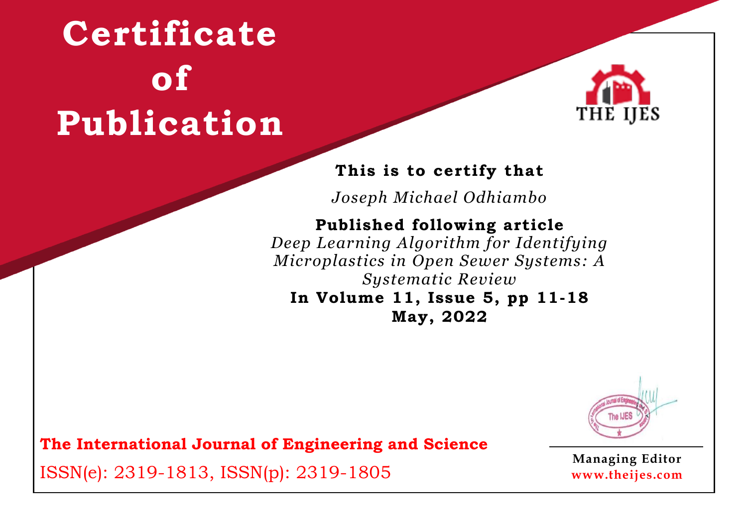# Certificate of Publication

THE IJES

**This is to certify that**

*Joseph Michael Odhiambo*

**Published following article**

*Deep Learning Algorithm for Identifying Microplastics in Open Sewer Systems: A Systematic Review*

**In Volume 11, Issue 5, pp 11-18**

**May, 2022**

**The International Journal of Engineering and Science**

ISSN(e): 2319-1813, ISSN(p): 2319-1805

**Managing Editor**

**www.theijes.com**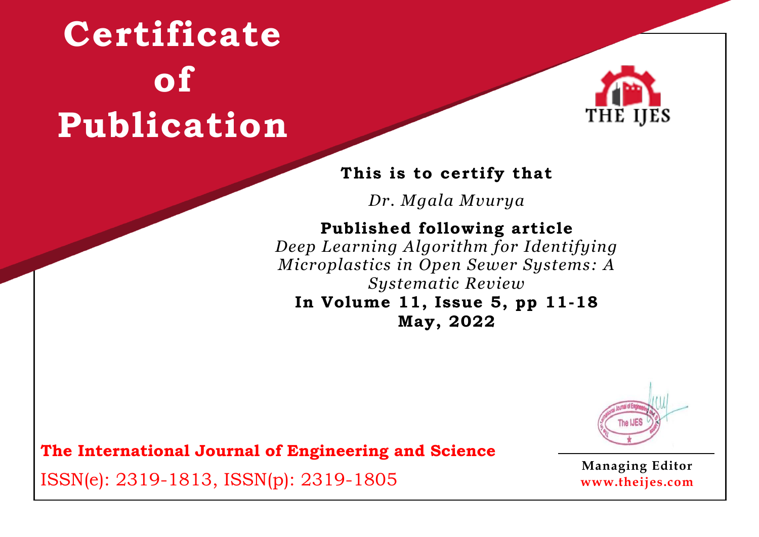# Certificate of Publication

THE IJES

**This is to certify that**

*Dr. Mgala Mvurya*

**Published following article**

*Deep Learning Algorithm for Identifying Microplastics in Open Sewer Systems: A Systematic Review*

**In Volume 11, Issue 5, pp 11-18**

**May, 2022**

**The International Journal of Engineering and Science**

ISSN(e): 2319-1813, ISSN(p): 2319-1805

**Managing Editor**

**www.theijes.com**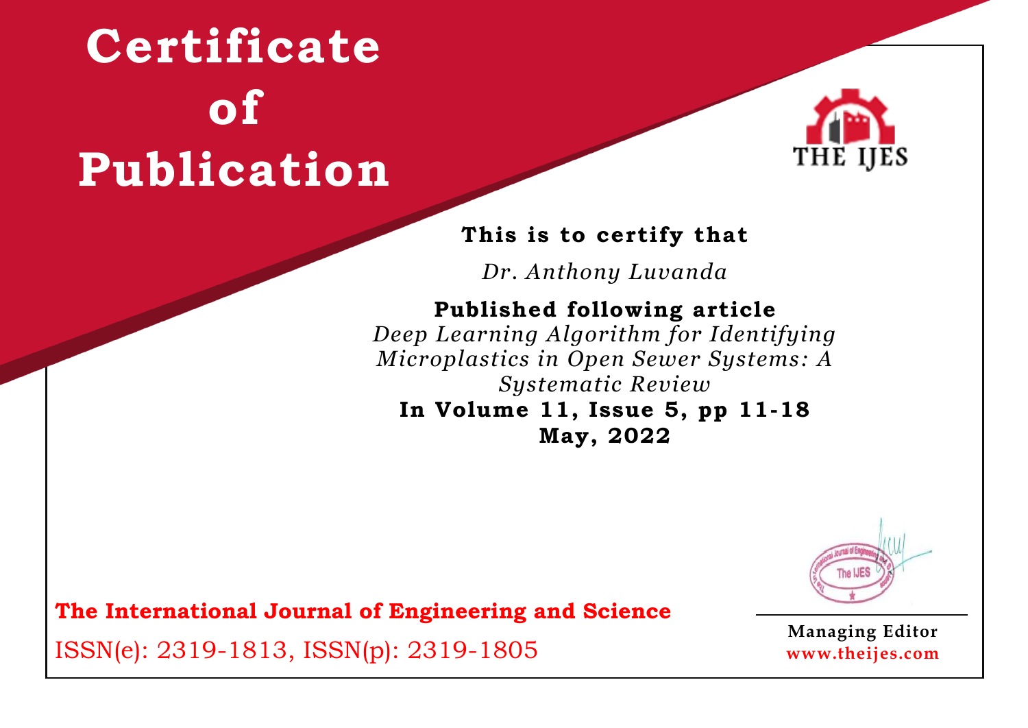# Certificate of Publication

THE IJES

**This is to certify that**

*Dr. Anthony Luvanda*

**Published following article**

*Deep Learning Algorithm for Identifying Microplastics in Open Sewer Systems: A Systematic Review*

**In Volume 11, Issue 5, pp 11-18**

**May, 2022**

**The International Journal of Engineering and Science**

ISSN(e): 2319-1813, ISSN(p): 2319-1805

**Managing Editor**

**www.theijes.com**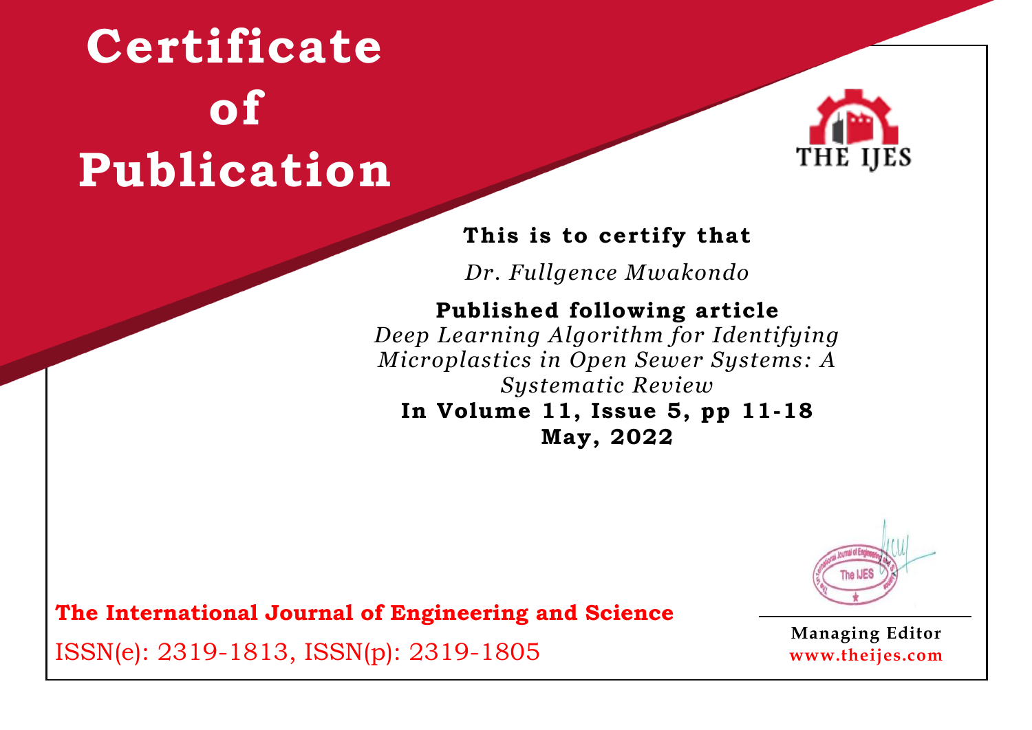# Certificate of Publication

THE IJES

**This is to certify that**

*Dr. Fullgence Mwakondo*

**Published following article**

*Deep Learning Algorithm for Identifying Microplastics in Open Sewer Systems: A Systematic Review*

**In Volume 11, Issue 5, pp 11-18**

**May, 2022**

**The International Journal of Engineering and Science**

ISSN(e): 2319-1813, ISSN(p): 2319-1805

**Managing Editor**

**www.theijes.com**